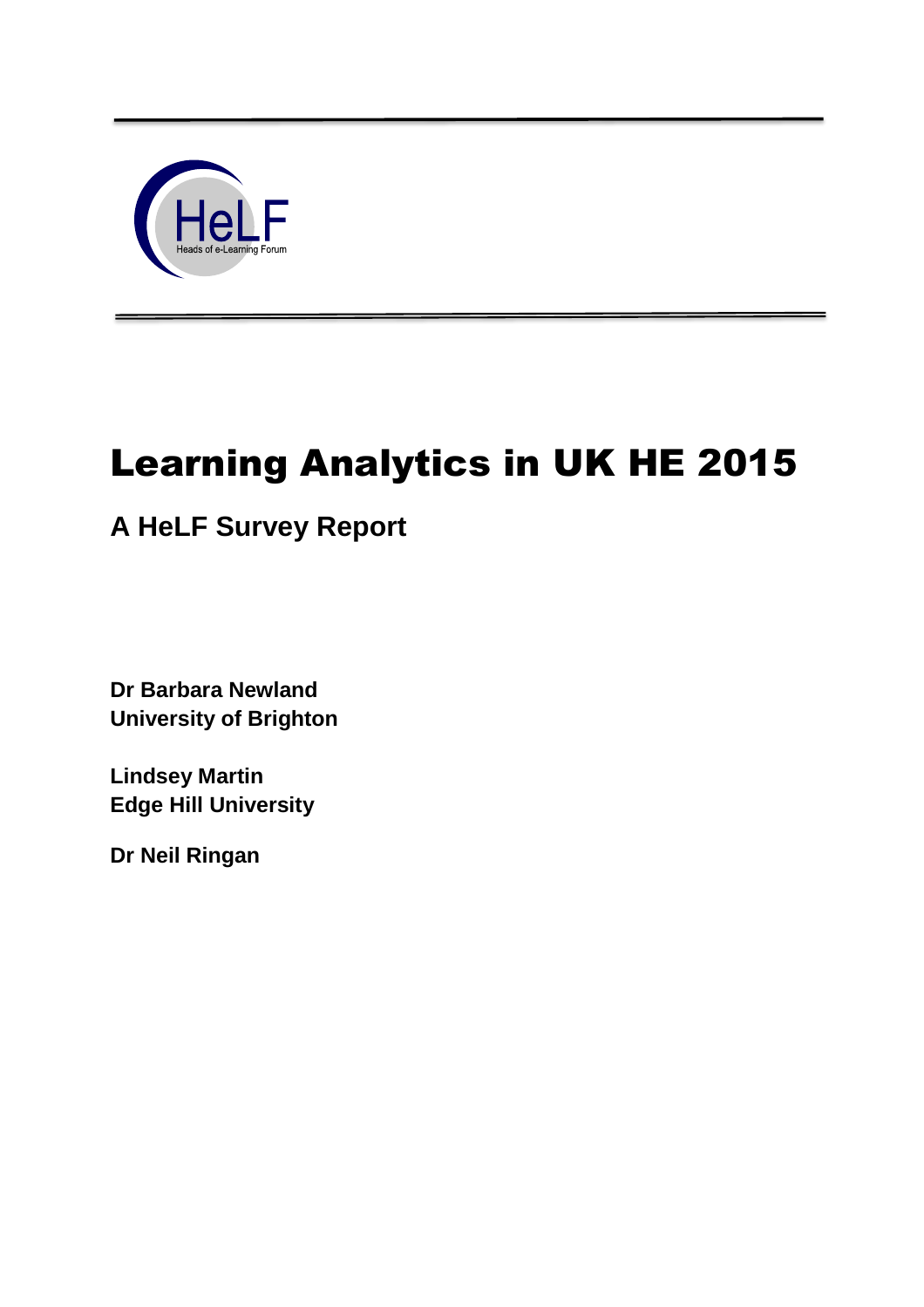HeLF

Heads of e-Learning Forum

# Learning Analytics in UK HE 2015

## A HeLF Survey Report

**Dr Barbara Newland**
**University of Brighton**

**Lindsey Martin**
**Edge Hill University**

**Dr Neil Ringan**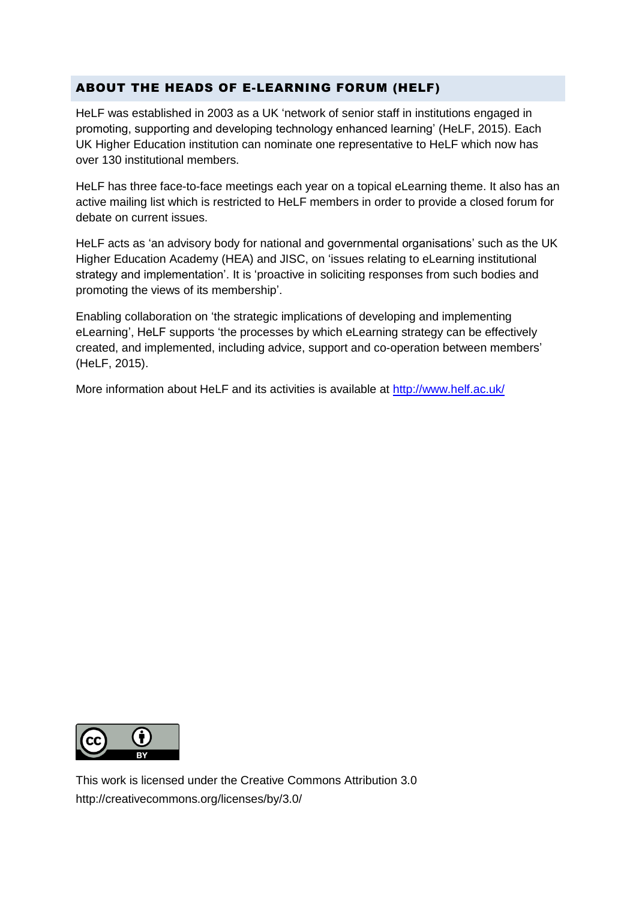## ABOUT THE HEADS OF E-LEARNING FORUM (HELF)

HeLF was established in 2003 as a UK 'network of senior staff in institutions engaged in promoting, supporting and developing technology enhanced learning' (HeLF, 2015). Each UK Higher Education institution can nominate one representative to HeLF which now has over 130 institutional members.

HeLF has three face-to-face meetings each year on a topical eLearning theme. It also has an active mailing list which is restricted to HeLF members in order to provide a closed forum for debate on current issues.

HeLF acts as 'an advisory body for national and governmental organisations' such as the UK Higher Education Academy (HEA) and JISC, on 'issues relating to eLearning institutional strategy and implementation'. It is 'proactive in soliciting responses from such bodies and promoting the views of its membership'.

Enabling collaboration on 'the strategic implications of developing and implementing eLearning', HeLF supports 'the processes by which eLearning strategy can be effectively created, and implemented, including advice, support and co-operation between members' (HeLF, 2015).

More information about HeLF and its activities is available at http://www.helf.ac.uk/

This work is licensed under the Creative Commons Attribution 3.0
http://creativecommons.org/licenses/by/3.0/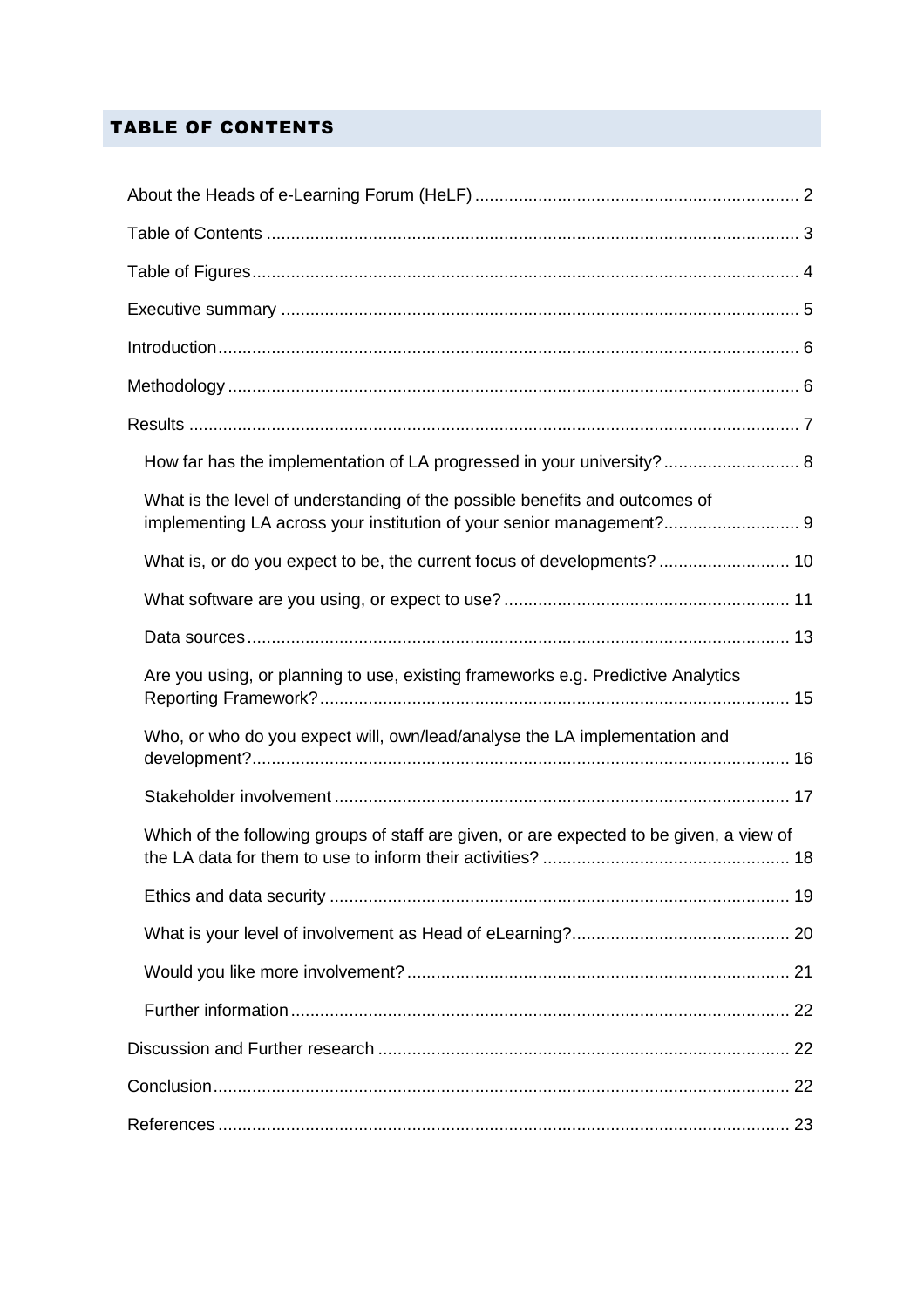# TABLE OF CONTENTS

- About the Heads of e-Learning Forum (HeLF) ..... 2
- Table of Contents ..... 3
- Table of Figures ..... 4
- Executive summary ..... 5
- Introduction ..... 6
- Methodology ..... 6
- Results ..... 7
  - How far has the implementation of LA progressed in your university? ..... 8
  - What is the level of understanding of the possible benefits and outcomes of implementing LA across your institution of your senior management? ..... 9
  - What is, or do you expect to be, the current focus of developments? ..... 10
  - What software are you using, or expect to use? ..... 11
  - Data sources ..... 13
  - Are you using, or planning to use, existing frameworks e.g. Predictive Analytics Reporting Framework? ..... 15
  - Who, or who do you expect will, own/lead/analyse the LA implementation and development? ..... 16
  - Stakeholder involvement ..... 17
  - Which of the following groups of staff are given, or are expected to be given, a view of the LA data for them to use to inform their activities? ..... 18
  - Ethics and data security ..... 19
  - What is your level of involvement as Head of eLearning? ..... 20
  - Would you like more involvement? ..... 21
  - Further information ..... 22
- Discussion and Further research ..... 22
- Conclusion ..... 22
- References ..... 23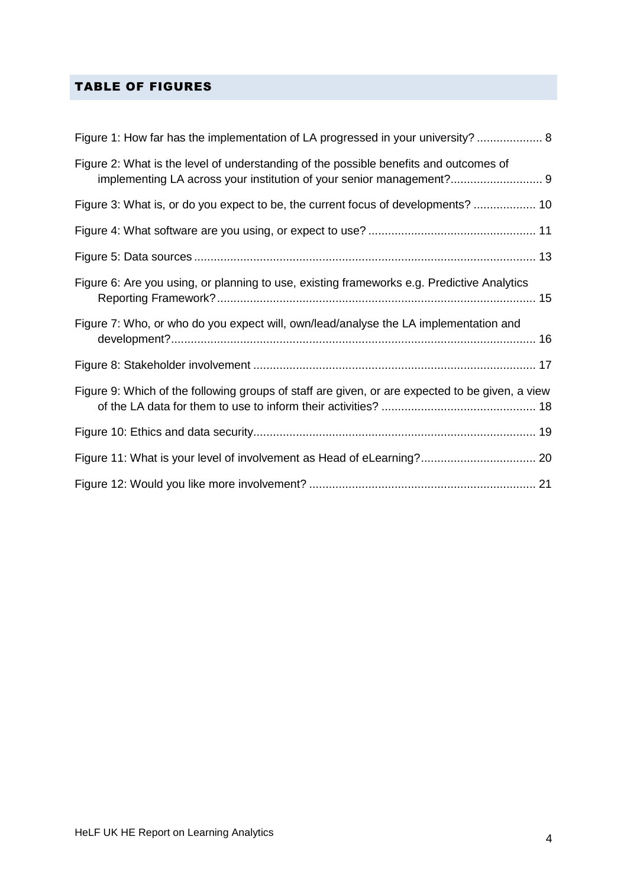## TABLE OF FIGURES

Figure 1: How far has the implementation of LA progressed in your university? .................... 8

Figure 2: What is the level of understanding of the possible benefits and outcomes of implementing LA across your institution of your senior management?............................ 9

Figure 3: What is, or do you expect to be, the current focus of developments? ................... 10

Figure 4: What software are you using, or expect to use? .................................................. 11

Figure 5: Data sources ....................................................................................................... 13

Figure 6: Are you using, or planning to use, existing frameworks e.g. Predictive Analytics Reporting Framework? ................................................................................................. 15

Figure 7: Who, or who do you expect will, own/lead/analyse the LA implementation and development? ............................................................................................................... 16

Figure 8: Stakeholder involvement ...................................................................................... 17

Figure 9: Which of the following groups of staff are given, or are expected to be given, a view of the LA data for them to use to inform their activities? ............................................... 18

Figure 10: Ethics and data security...................................................................................... 19

Figure 11: What is your level of involvement as Head of eLearning?................................... 20

Figure 12: Would you like more involvement? ..................................................................... 21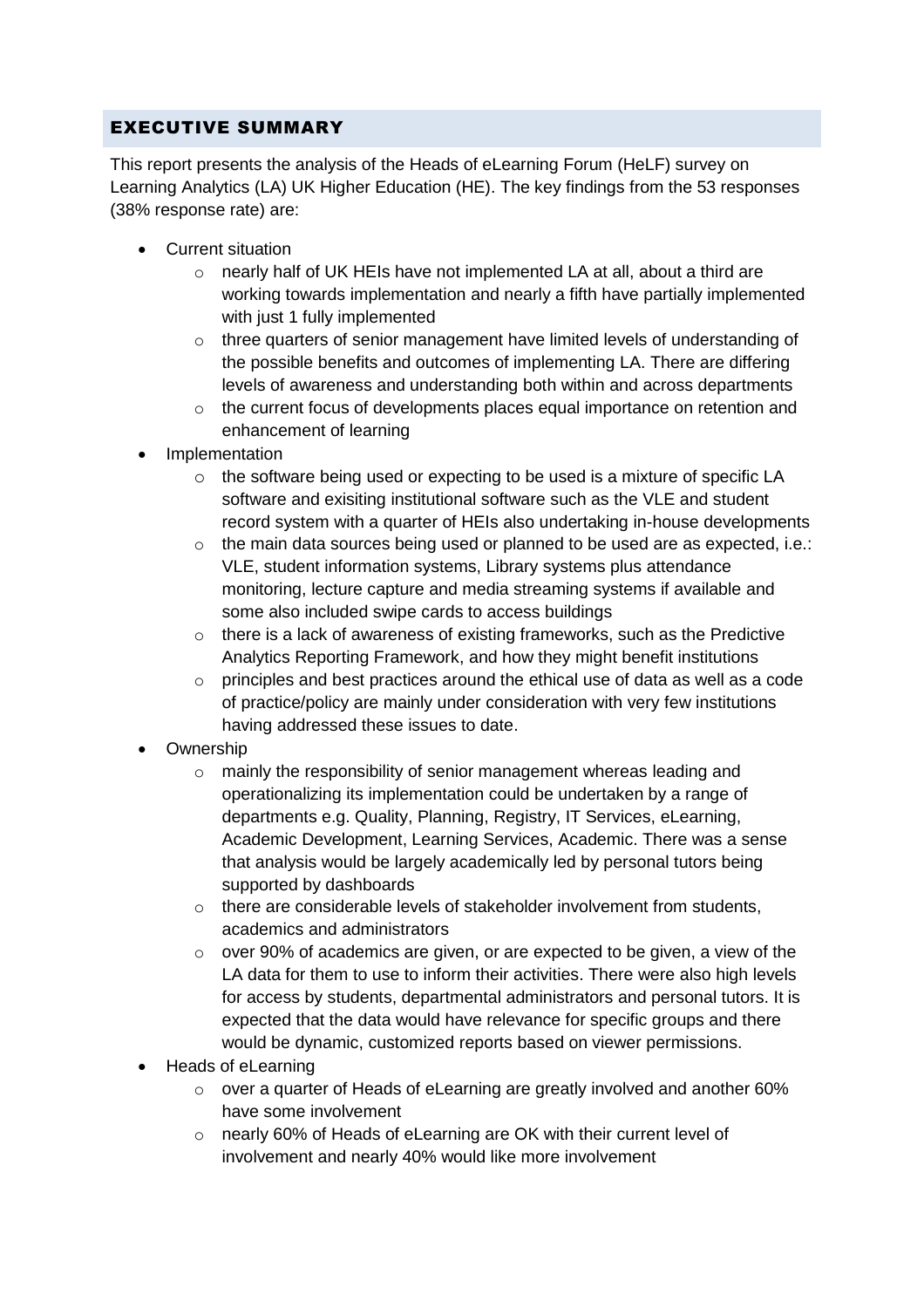## EXECUTIVE SUMMARY

This report presents the analysis of the Heads of eLearning Forum (HeLF) survey on Learning Analytics (LA) UK Higher Education (HE). The key findings from the 53 responses (38% response rate) are:

- Current situation
  - nearly half of UK HEIs have not implemented LA at all, about a third are working towards implementation and nearly a fifth have partially implemented with just 1 fully implemented
  - three quarters of senior management have limited levels of understanding of the possible benefits and outcomes of implementing LA. There are differing levels of awareness and understanding both within and across departments
  - the current focus of developments places equal importance on retention and enhancement of learning
- Implementation
  - the software being used or expecting to be used is a mixture of specific LA software and exisiting institutional software such as the VLE and student record system with a quarter of HEIs also undertaking in-house developments
  - the main data sources being used or planned to be used are as expected, i.e.: VLE, student information systems, Library systems plus attendance monitoring, lecture capture and media streaming systems if available and some also included swipe cards to access buildings
  - there is a lack of awareness of existing frameworks, such as the Predictive Analytics Reporting Framework, and how they might benefit institutions
  - principles and best practices around the ethical use of data as well as a code of practice/policy are mainly under consideration with very few institutions having addressed these issues to date.
- Ownership
  - mainly the responsibility of senior management whereas leading and operationalizing its implementation could be undertaken by a range of departments e.g. Quality, Planning, Registry, IT Services, eLearning, Academic Development, Learning Services, Academic. There was a sense that analysis would be largely academically led by personal tutors being supported by dashboards
  - there are considerable levels of stakeholder involvement from students, academics and administrators
  - over 90% of academics are given, or are expected to be given, a view of the LA data for them to use to inform their activities. There were also high levels for access by students, departmental administrators and personal tutors. It is expected that the data would have relevance for specific groups and there would be dynamic, customized reports based on viewer permissions.
- Heads of eLearning
  - over a quarter of Heads of eLearning are greatly involved and another 60% have some involvement
  - nearly 60% of Heads of eLearning are OK with their current level of involvement and nearly 40% would like more involvement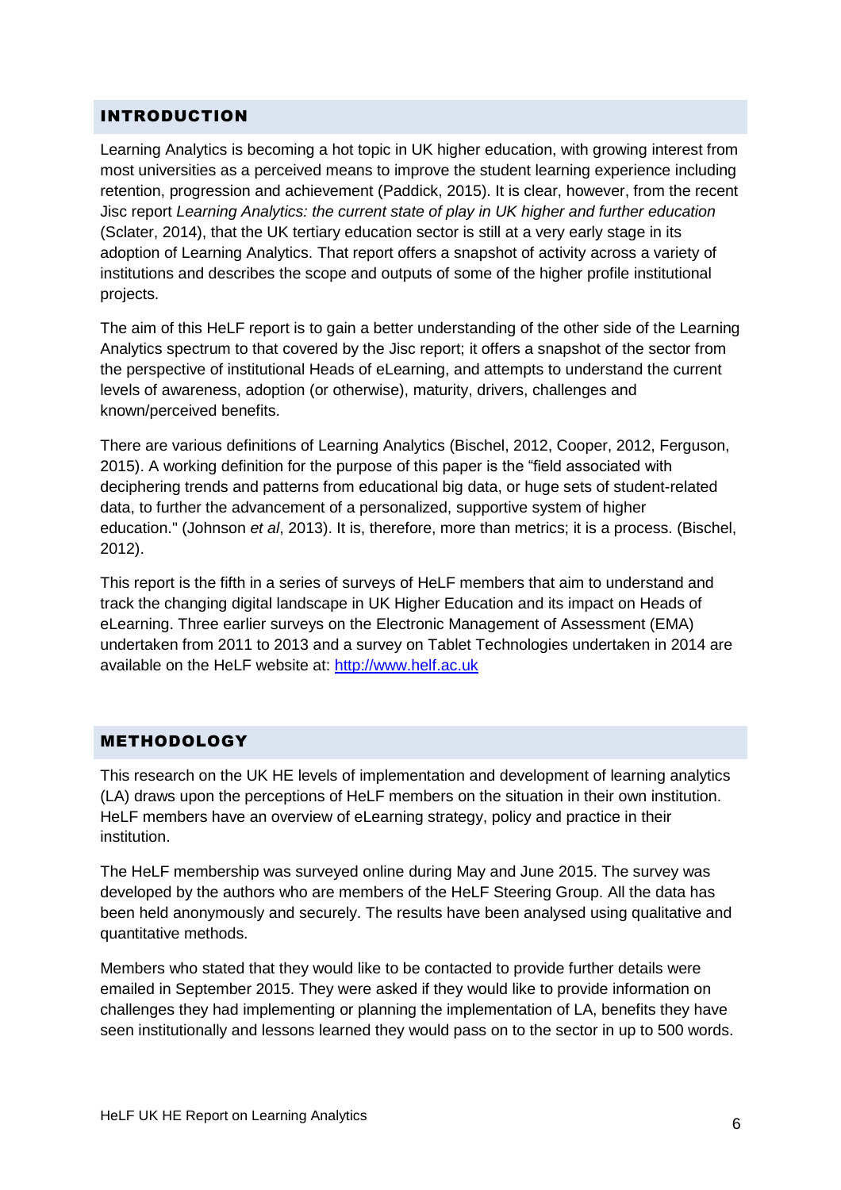## INTRODUCTION

Learning Analytics is becoming a hot topic in UK higher education, with growing interest from most universities as a perceived means to improve the student learning experience including retention, progression and achievement (Paddick, 2015). It is clear, however, from the recent Jisc report *Learning Analytics: the current state of play in UK higher and further education* (Sclater, 2014), that the UK tertiary education sector is still at a very early stage in its adoption of Learning Analytics. That report offers a snapshot of activity across a variety of institutions and describes the scope and outputs of some of the higher profile institutional projects.

The aim of this HeLF report is to gain a better understanding of the other side of the Learning Analytics spectrum to that covered by the Jisc report; it offers a snapshot of the sector from the perspective of institutional Heads of eLearning, and attempts to understand the current levels of awareness, adoption (or otherwise), maturity, drivers, challenges and known/perceived benefits.

There are various definitions of Learning Analytics (Bischel, 2012, Cooper, 2012, Ferguson, 2015). A working definition for the purpose of this paper is the "field associated with deciphering trends and patterns from educational big data, or huge sets of student-related data, to further the advancement of a personalized, supportive system of higher education." (Johnson *et al*, 2013). It is, therefore, more than metrics; it is a process. (Bischel, 2012).

This report is the fifth in a series of surveys of HeLF members that aim to understand and track the changing digital landscape in UK Higher Education and its impact on Heads of eLearning. Three earlier surveys on the Electronic Management of Assessment (EMA) undertaken from 2011 to 2013 and a survey on Tablet Technologies undertaken in 2014 are available on the HeLF website at: [http://www.helf.ac.uk](http://www.helf.ac.uk)

## METHODOLOGY

This research on the UK HE levels of implementation and development of learning analytics (LA) draws upon the perceptions of HeLF members on the situation in their own institution. HeLF members have an overview of eLearning strategy, policy and practice in their institution.

The HeLF membership was surveyed online during May and June 2015. The survey was developed by the authors who are members of the HeLF Steering Group. All the data has been held anonymously and securely. The results have been analysed using qualitative and quantitative methods.

Members who stated that they would like to be contacted to provide further details were emailed in September 2015. They were asked if they would like to provide information on challenges they had implementing or planning the implementation of LA, benefits they have seen institutionally and lessons learned they would pass on to the sector in up to 500 words.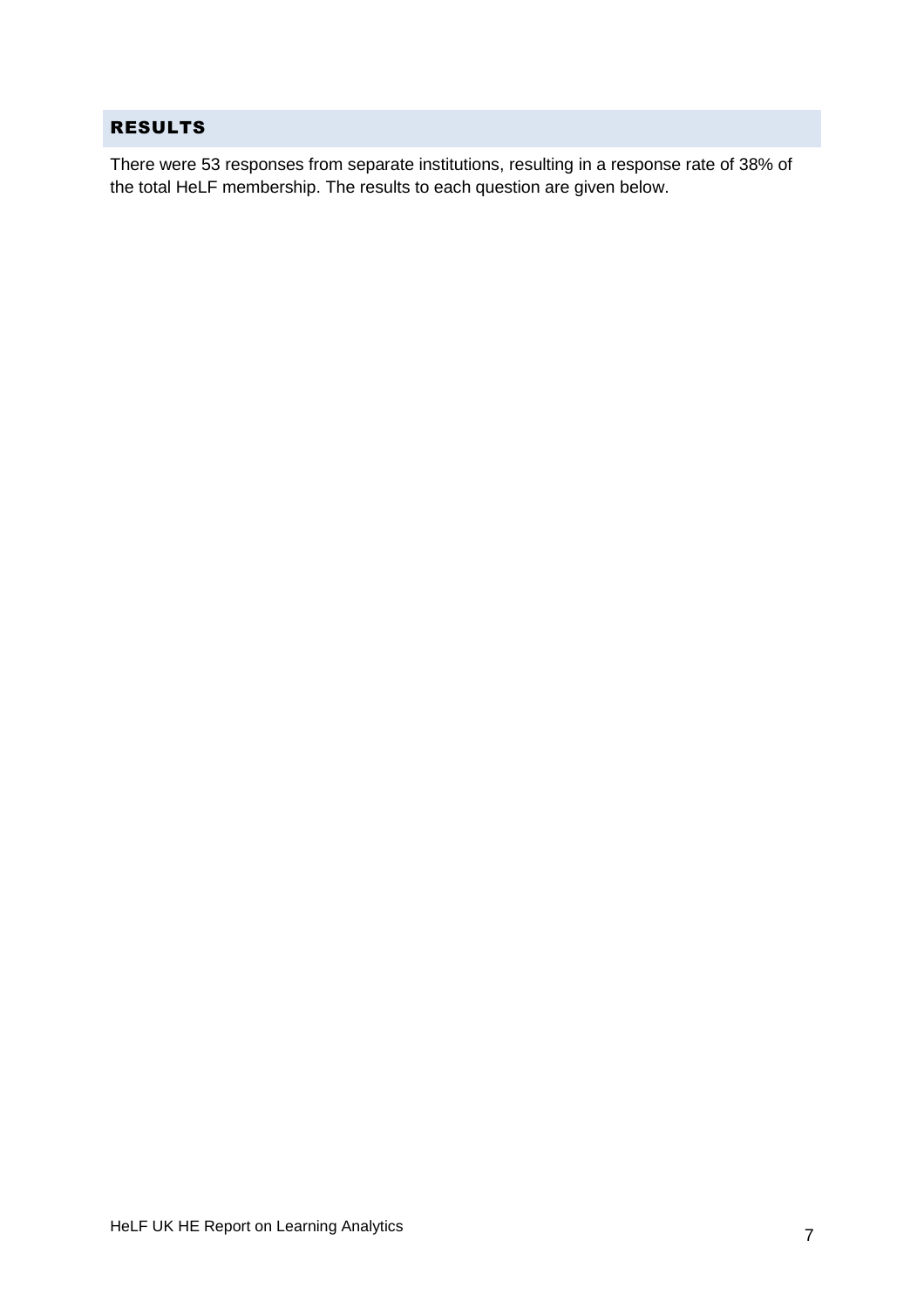## RESULTS

There were 53 responses from separate institutions, resulting in a response rate of 38% of the total HeLF membership. The results to each question are given below.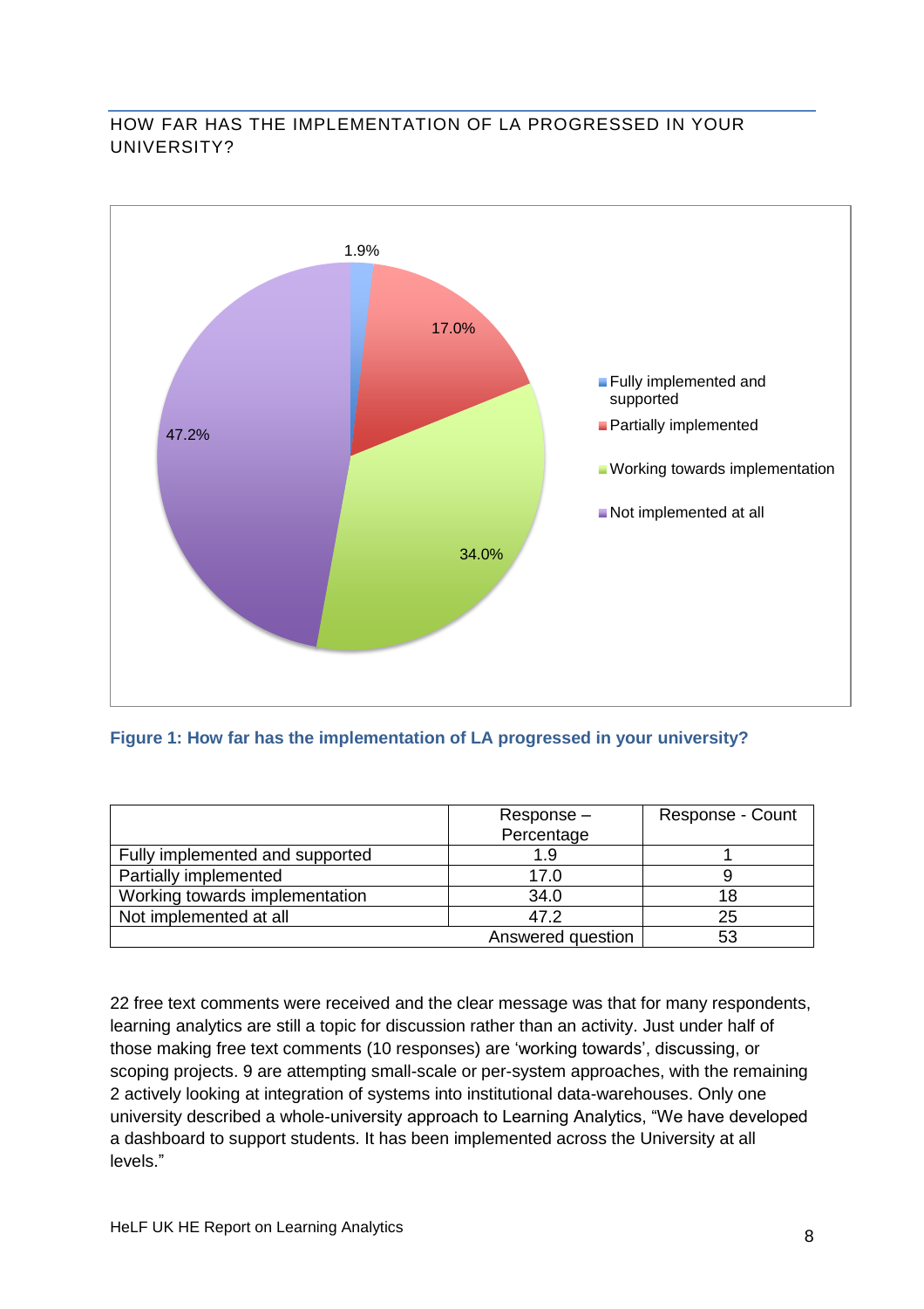## HOW FAR HAS THE IMPLEMENTATION OF LA PROGRESSED IN YOUR UNIVERSITY?

**Figure 1: How far has the implementation of LA progressed in your university?**

| | Response – Percentage | Response - Count |
|---|---|---|
| Fully implemented and supported | 1.9 | 1 |
| Partially implemented | 17.0 | 9 |
| Working towards implementation | 34.0 | 18 |
| Not implemented at all | 47.2 | 25 |
| | Answered question | 53 |

22 free text comments were received and the clear message was that for many respondents, learning analytics are still a topic for discussion rather than an activity. Just under half of those making free text comments (10 responses) are 'working towards', discussing, or scoping projects. 9 are attempting small-scale or per-system approaches, with the remaining 2 actively looking at integration of systems into institutional data-warehouses. Only one university described a whole-university approach to Learning Analytics, "We have developed a dashboard to support students. It has been implemented across the University at all levels."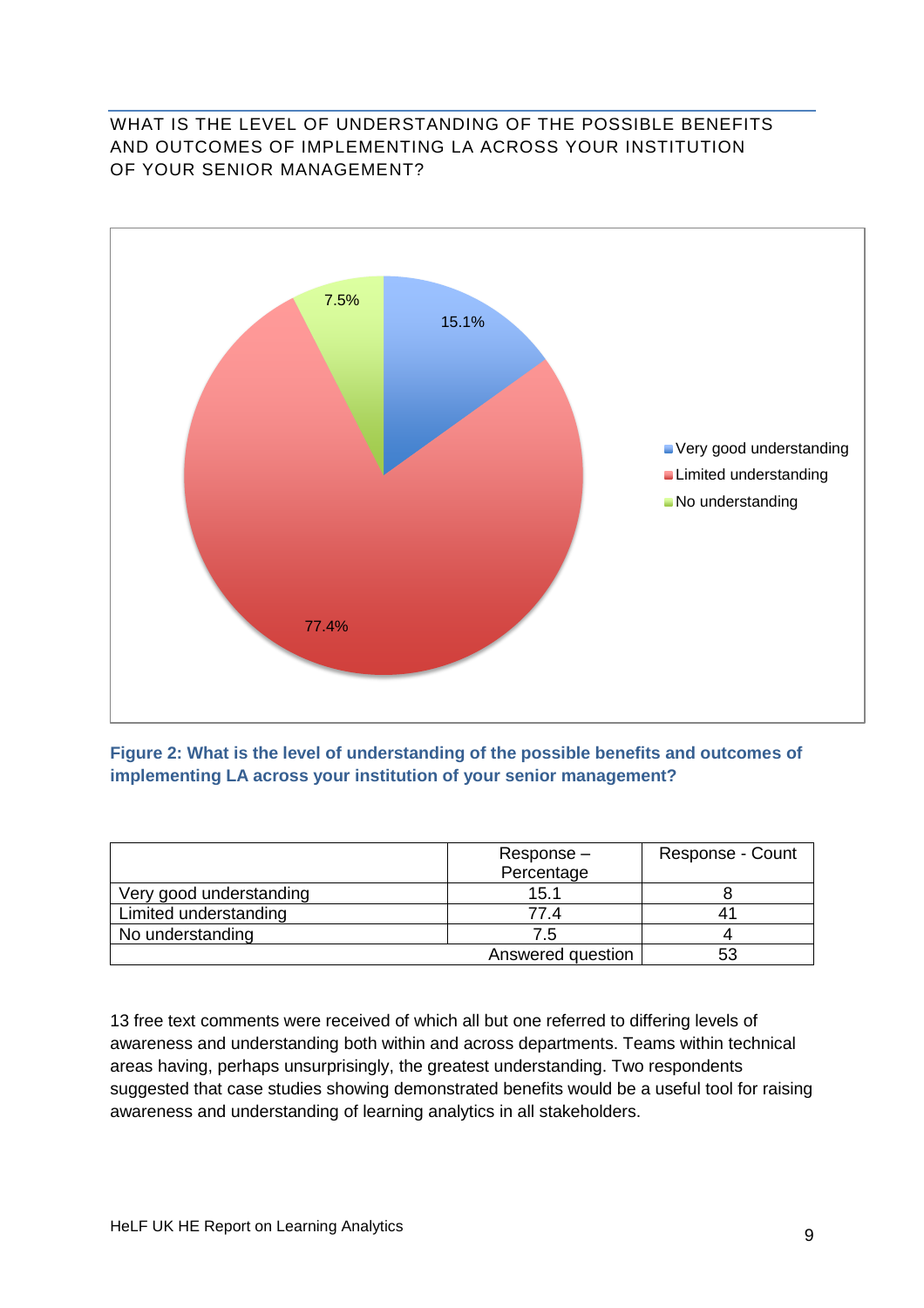WHAT IS THE LEVEL OF UNDERSTANDING OF THE POSSIBLE BENEFITS AND OUTCOMES OF IMPLEMENTING LA ACROSS YOUR INSTITUTION OF YOUR SENIOR MANAGEMENT?

**Figure 2: What is the level of understanding of the possible benefits and outcomes of implementing LA across your institution of your senior management?**

| | Response – Percentage | Response - Count |
|---|---|---|
| Very good understanding | 15.1 | 8 |
| Limited understanding | 77.4 | 41 |
| No understanding | 7.5 | 4 |
| | Answered question | 53 |

13 free text comments were received of which all but one referred to differing levels of awareness and understanding both within and across departments. Teams within technical areas having, perhaps unsurprisingly, the greatest understanding. Two respondents suggested that case studies showing demonstrated benefits would be a useful tool for raising awareness and understanding of learning analytics in all stakeholders.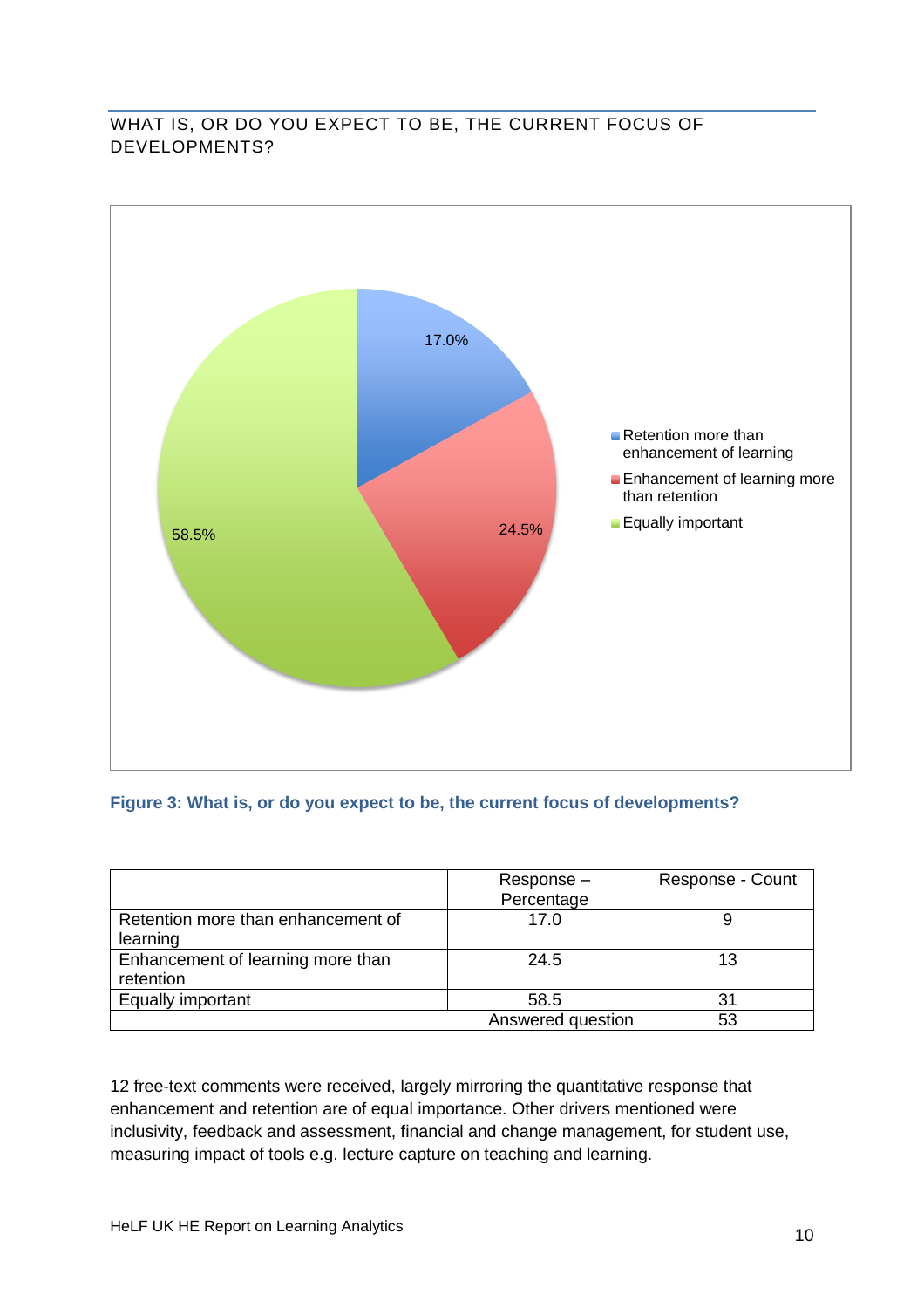## WHAT IS, OR DO YOU EXPECT TO BE, THE CURRENT FOCUS OF DEVELOPMENTS?

**Figure 3: What is, or do you expect to be, the current focus of developments?**

| | Response – Percentage | Response - Count |
|---|---|---|
| Retention more than enhancement of learning | 17.0 | 9 |
| Enhancement of learning more than retention | 24.5 | 13 |
| Equally important | 58.5 | 31 |
| | Answered question | 53 |

12 free-text comments were received, largely mirroring the quantitative response that enhancement and retention are of equal importance. Other drivers mentioned were inclusivity, feedback and assessment, financial and change management, for student use, measuring impact of tools e.g. lecture capture on teaching and learning.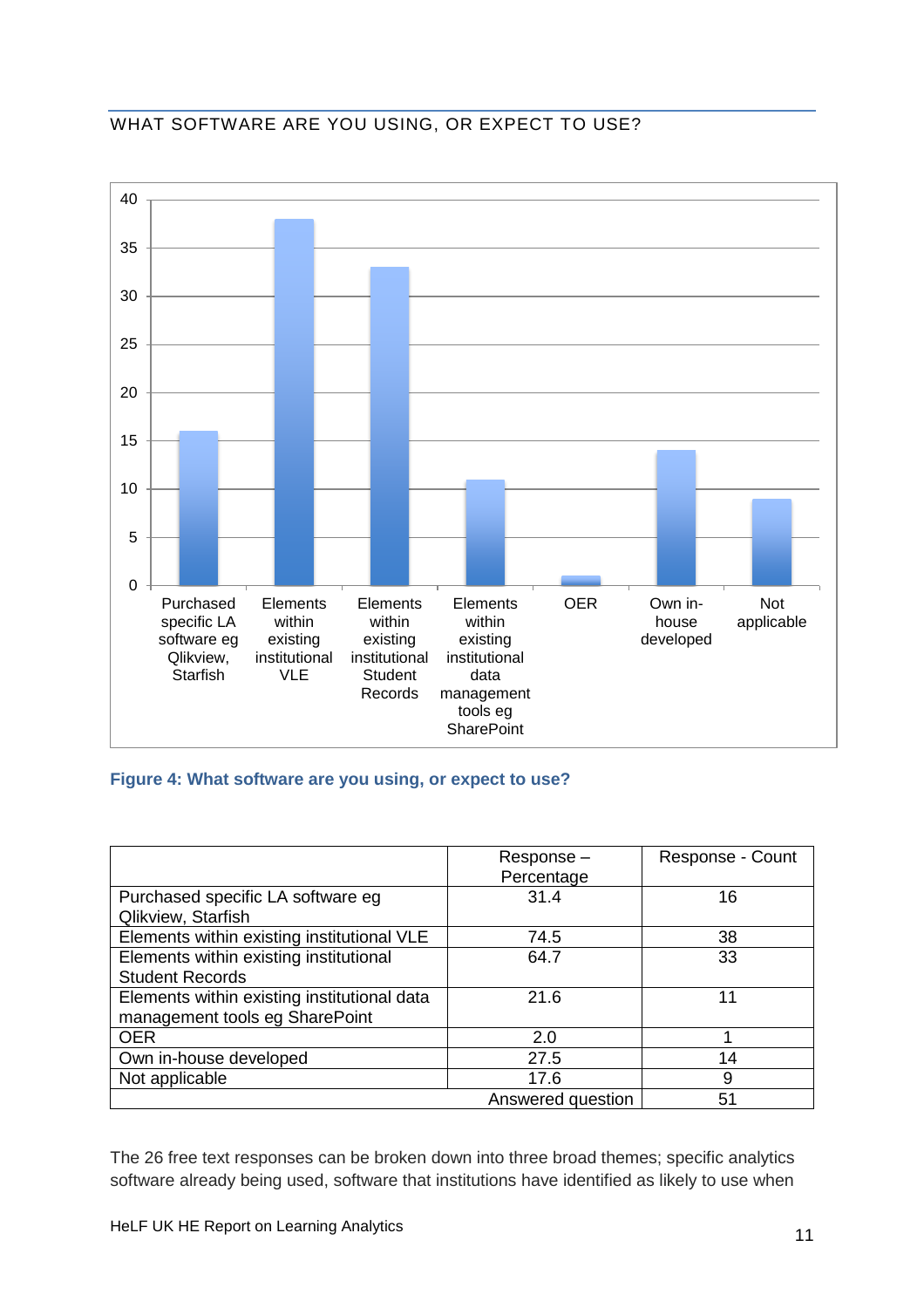## WHAT SOFTWARE ARE YOU USING, OR EXPECT TO USE?

**Figure 4: What software are you using, or expect to use?**

| | Response – Percentage | Response - Count |
|---|---|---|
| Purchased specific LA software eg Qlikview, Starfish | 31.4 | 16 |
| Elements within existing institutional VLE | 74.5 | 38 |
| Elements within existing institutional Student Records | 64.7 | 33 |
| Elements within existing institutional data management tools eg SharePoint | 21.6 | 11 |
| OER | 2.0 | 1 |
| Own in-house developed | 27.5 | 14 |
| Not applicable | 17.6 | 9 |
| | Answered question | 51 |

The 26 free text responses can be broken down into three broad themes; specific analytics software already being used, software that institutions have identified as likely to use when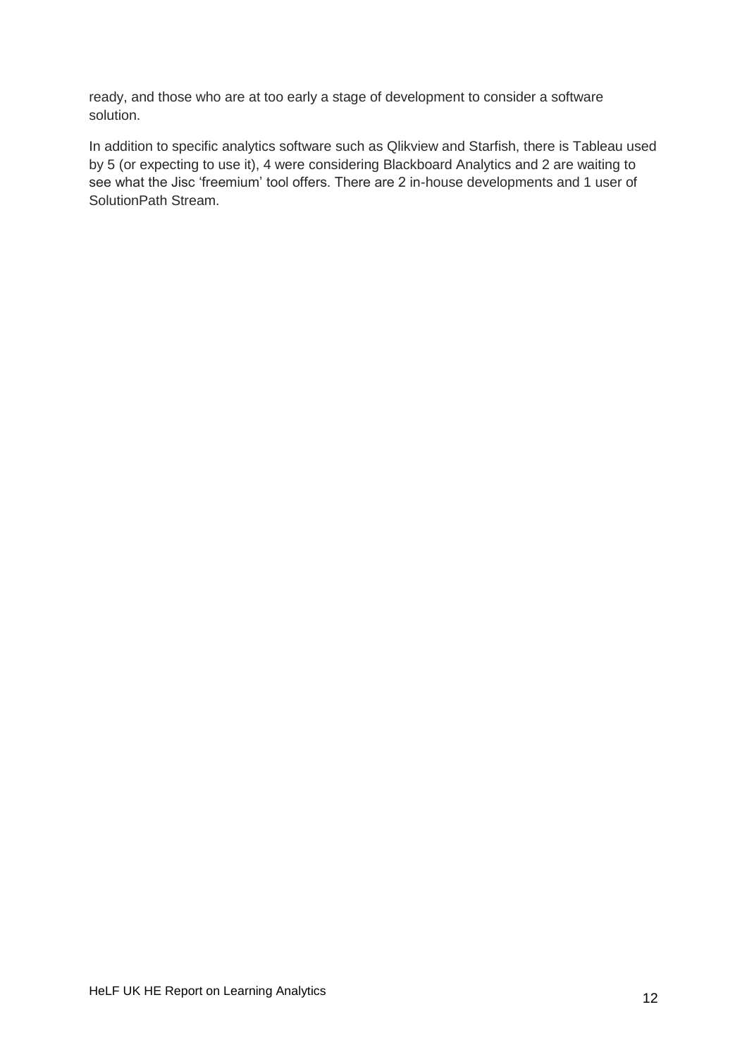ready, and those who are at too early a stage of development to consider a software solution.

In addition to specific analytics software such as Qlikview and Starfish, there is Tableau used by 5 (or expecting to use it), 4 were considering Blackboard Analytics and 2 are waiting to see what the Jisc 'freemium' tool offers. There are 2 in-house developments and 1 user of SolutionPath Stream.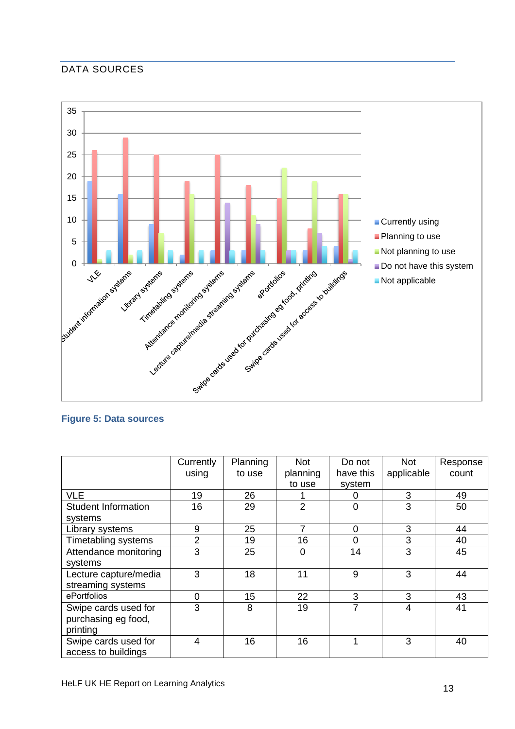## DATA SOURCES

**Figure 5: Data sources**

| | Currently using | Planning to use | Not planning to use | Do not have this system | Not applicable | Response count |
|---|---|---|---|---|---|---|
| VLE | 19 | 26 | 1 | 0 | 3 | 49 |
| Student Information systems | 16 | 29 | 2 | 0 | 3 | 50 |
| Library systems | 9 | 25 | 7 | 0 | 3 | 44 |
| Timetabling systems | 2 | 19 | 16 | 0 | 3 | 40 |
| Attendance monitoring systems | 3 | 25 | 0 | 14 | 3 | 45 |
| Lecture capture/media streaming systems | 3 | 18 | 11 | 9 | 3 | 44 |
| ePortfolios | 0 | 15 | 22 | 3 | 3 | 43 |
| Swipe cards used for purchasing eg food, printing | 3 | 8 | 19 | 7 | 4 | 41 |
| Swipe cards used for access to buildings | 4 | 16 | 16 | 1 | 3 | 40 |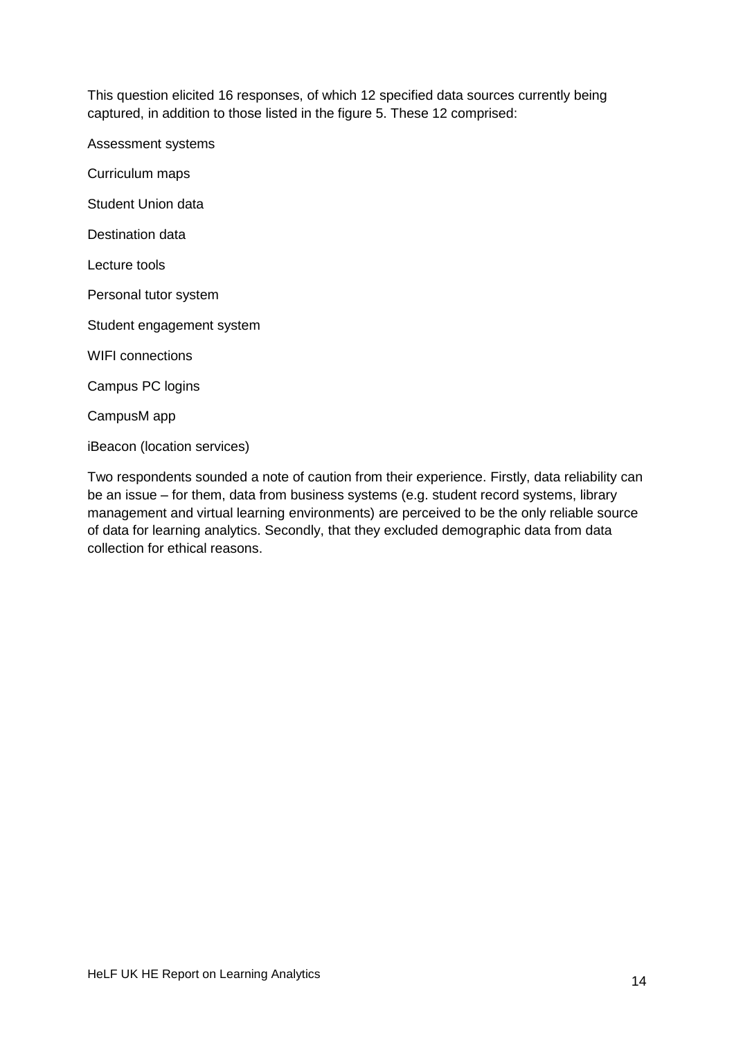This question elicited 16 responses, of which 12 specified data sources currently being captured, in addition to those listed in the figure 5. These 12 comprised:

Assessment systems

Curriculum maps

Student Union data

Destination data

Lecture tools

Personal tutor system

Student engagement system

WIFI connections

Campus PC logins

CampusM app

iBeacon (location services)

Two respondents sounded a note of caution from their experience. Firstly, data reliability can be an issue – for them, data from business systems (e.g. student record systems, library management and virtual learning environments) are perceived to be the only reliable source of data for learning analytics. Secondly, that they excluded demographic data from data collection for ethical reasons.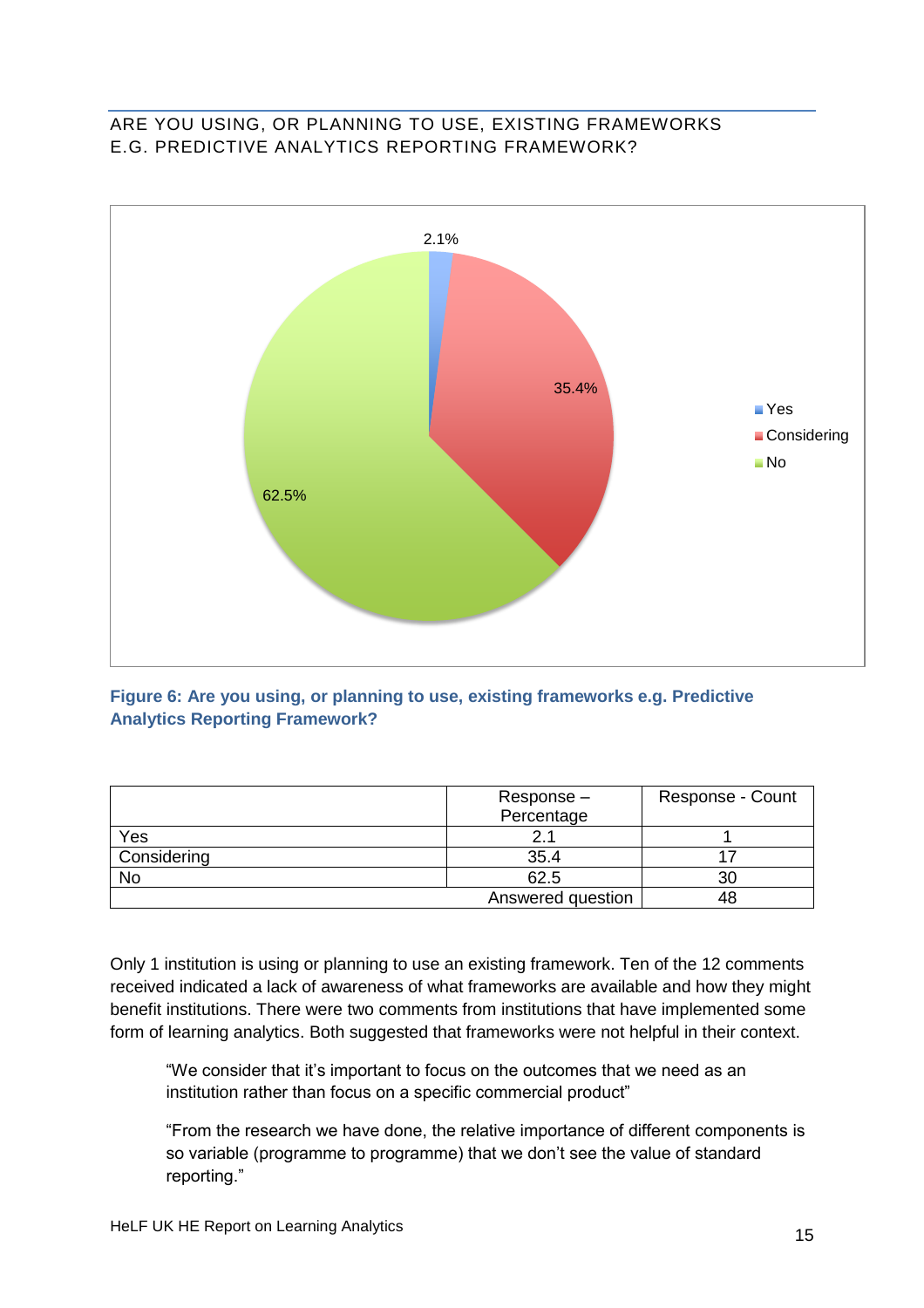## ARE YOU USING, OR PLANNING TO USE, EXISTING FRAMEWORKS E.G. PREDICTIVE ANALYTICS REPORTING FRAMEWORK?

**Figure 6: Are you using, or planning to use, existing frameworks e.g. Predictive Analytics Reporting Framework?**

| | Response – Percentage | Response - Count |
|---|---|---|
| Yes | 2.1 | 1 |
| Considering | 35.4 | 17 |
| No | 62.5 | 30 |
| | Answered question | 48 |

Only 1 institution is using or planning to use an existing framework. Ten of the 12 comments received indicated a lack of awareness of what frameworks are available and how they might benefit institutions. There were two comments from institutions that have implemented some form of learning analytics. Both suggested that frameworks were not helpful in their context.

> "We consider that it's important to focus on the outcomes that we need as an institution rather than focus on a specific commercial product"

> "From the research we have done, the relative importance of different components is so variable (programme to programme) that we don't see the value of standard reporting."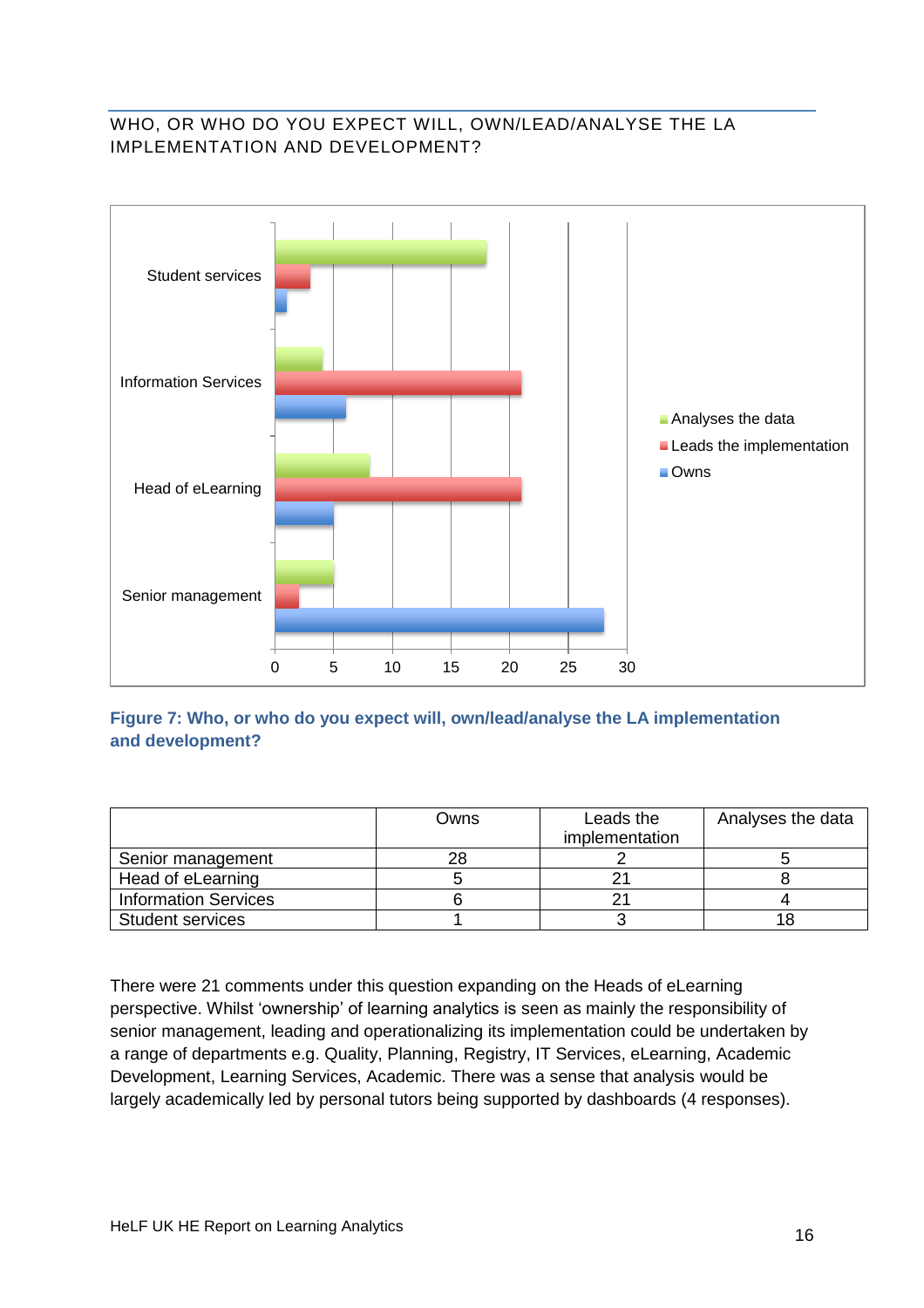## WHO, OR WHO DO YOU EXPECT WILL, OWN/LEAD/ANALYSE THE LA IMPLEMENTATION AND DEVELOPMENT?

**Figure 7: Who, or who do you expect will, own/lead/analyse the LA implementation and development?**

| | Owns | Leads the implementation | Analyses the data |
|---|---|---|---|
| Senior management | 28 | 2 | 5 |
| Head of eLearning | 5 | 21 | 8 |
| Information Services | 6 | 21 | 4 |
| Student services | 1 | 3 | 18 |

There were 21 comments under this question expanding on the Heads of eLearning perspective. Whilst 'ownership' of learning analytics is seen as mainly the responsibility of senior management, leading and operationalizing its implementation could be undertaken by a range of departments e.g. Quality, Planning, Registry, IT Services, eLearning, Academic Development, Learning Services, Academic. There was a sense that analysis would be largely academically led by personal tutors being supported by dashboards (4 responses).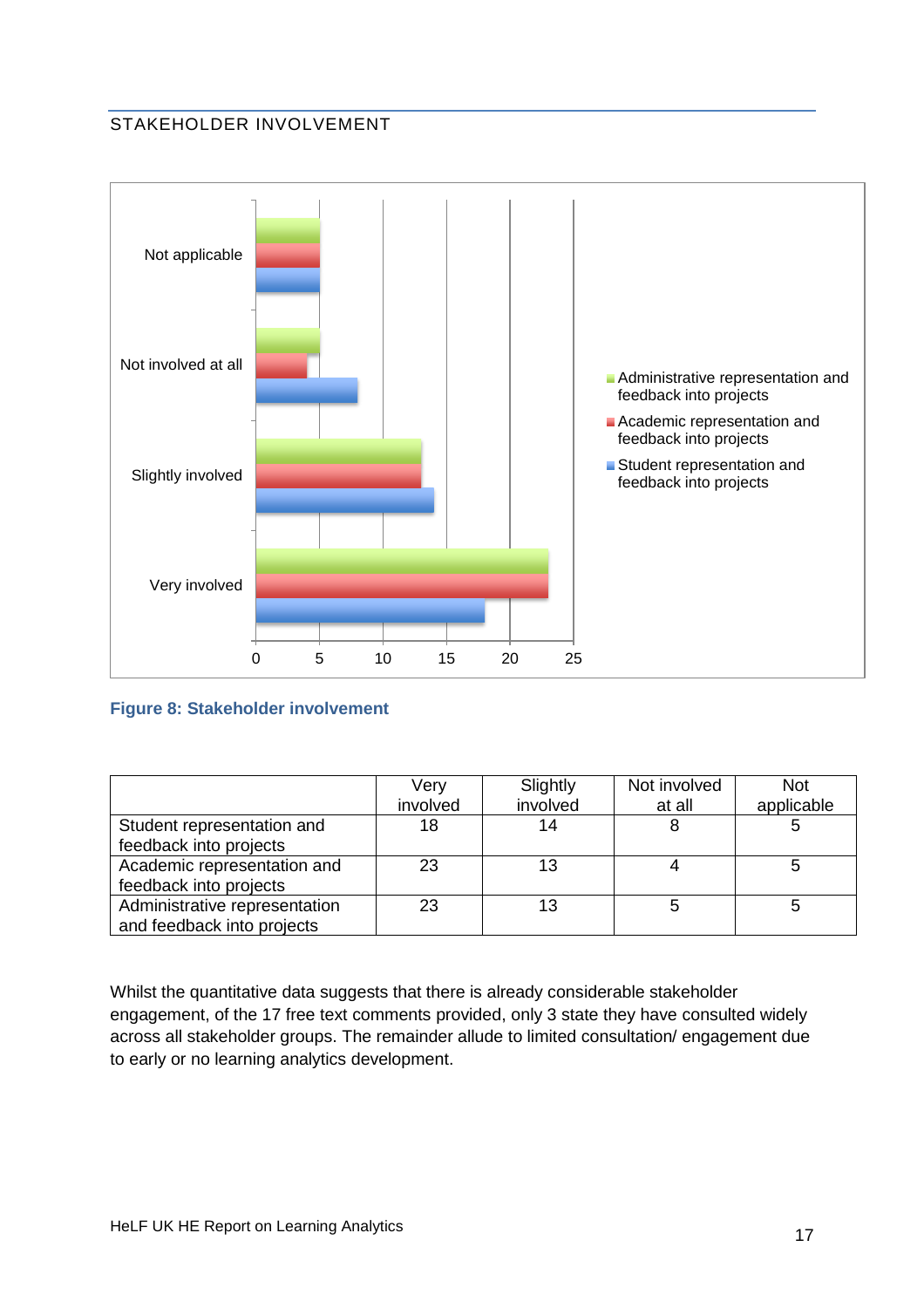## STAKEHOLDER INVOLVEMENT

**Figure 8: Stakeholder involvement**

| | Very involved | Slightly involved | Not involved at all | Not applicable |
|---|---|---|---|---|
| Student representation and feedback into projects | 18 | 14 | 8 | 5 |
| Academic representation and feedback into projects | 23 | 13 | 4 | 5 |
| Administrative representation and feedback into projects | 23 | 13 | 5 | 5 |

Whilst the quantitative data suggests that there is already considerable stakeholder engagement, of the 17 free text comments provided, only 3 state they have consulted widely across all stakeholder groups. The remainder allude to limited consultation/ engagement due to early or no learning analytics development.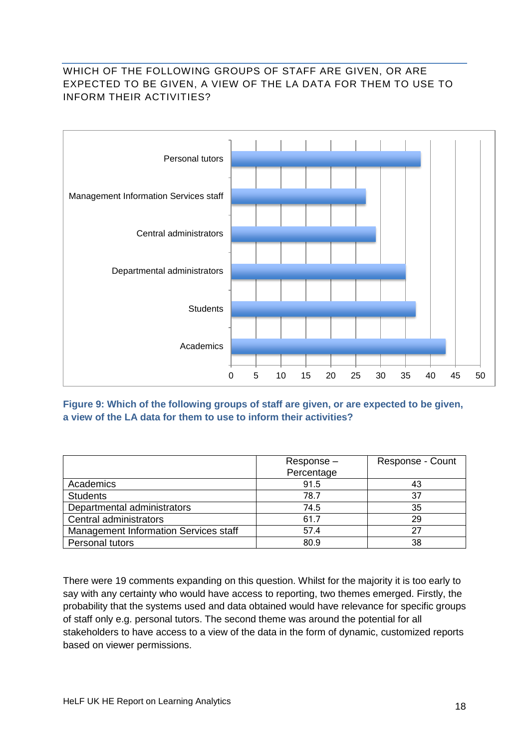## WHICH OF THE FOLLOWING GROUPS OF STAFF ARE GIVEN, OR ARE EXPECTED TO BE GIVEN, A VIEW OF THE LA DATA FOR THEM TO USE TO INFORM THEIR ACTIVITIES?

**Figure 9: Which of the following groups of staff are given, or are expected to be given, a view of the LA data for them to use to inform their activities?**

| | Response – Percentage | Response - Count |
|---|---|---|
| Academics | 91.5 | 43 |
| Students | 78.7 | 37 |
| Departmental administrators | 74.5 | 35 |
| Central administrators | 61.7 | 29 |
| Management Information Services staff | 57.4 | 27 |
| Personal tutors | 80.9 | 38 |

There were 19 comments expanding on this question. Whilst for the majority it is too early to say with any certainty who would have access to reporting, two themes emerged. Firstly, the probability that the systems used and data obtained would have relevance for specific groups of staff only e.g. personal tutors. The second theme was around the potential for all stakeholders to have access to a view of the data in the form of dynamic, customized reports based on viewer permissions.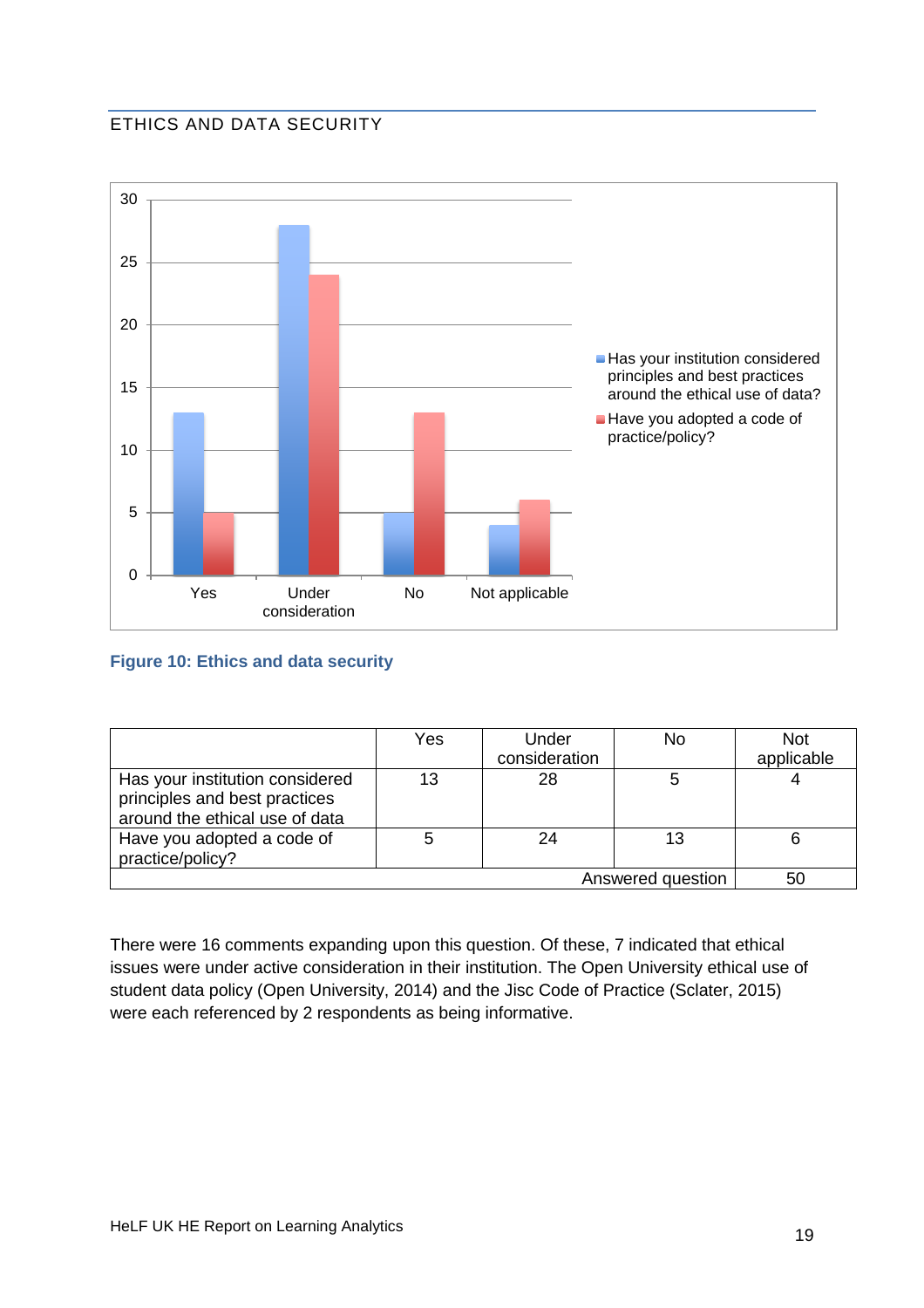## ETHICS AND DATA SECURITY

**Figure 10: Ethics and data security**

| | Yes | Under consideration | No | Not applicable |
|---|---|---|---|---|
| Has your institution considered principles and best practices around the ethical use of data | 13 | 28 | 5 | 4 |
| Have you adopted a code of practice/policy? | 5 | 24 | 13 | 6 |
| | | | Answered question | 50 |

There were 16 comments expanding upon this question. Of these, 7 indicated that ethical issues were under active consideration in their institution. The Open University ethical use of student data policy (Open University, 2014) and the Jisc Code of Practice (Sclater, 2015) were each referenced by 2 respondents as being informative.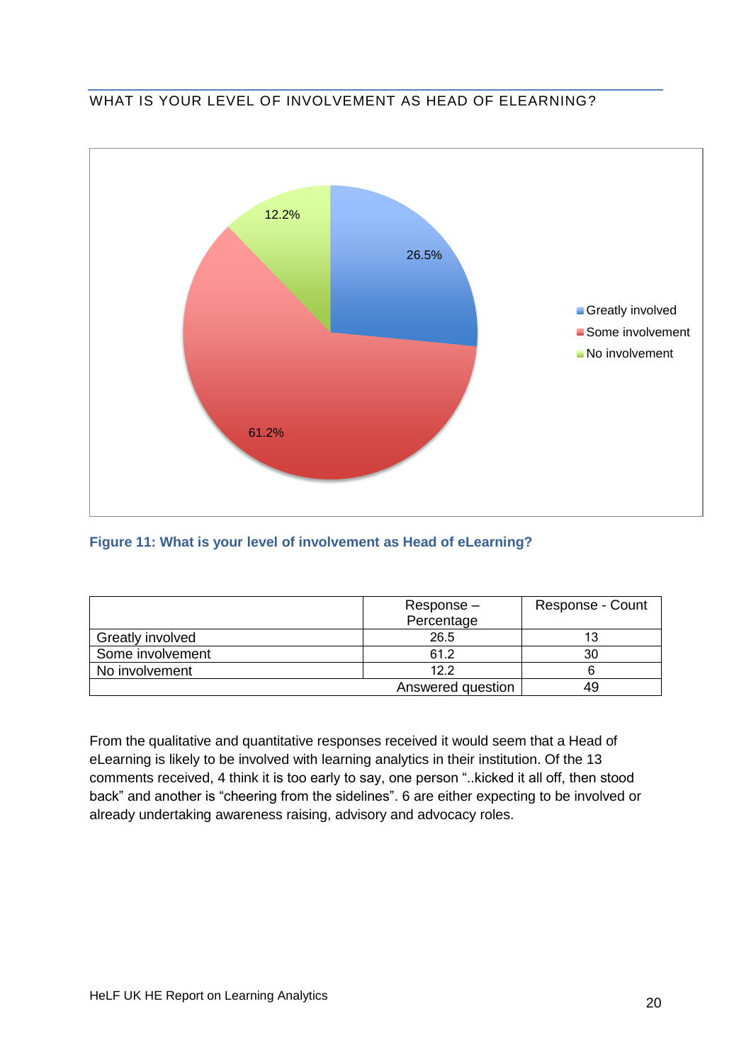## WHAT IS YOUR LEVEL OF INVOLVEMENT AS HEAD OF ELEARNING?

**Figure 11: What is your level of involvement as Head of eLearning?**

| | Response – Percentage | Response - Count |
|---|---|---|
| Greatly involved | 26.5 | 13 |
| Some involvement | 61.2 | 30 |
| No involvement | 12.2 | 6 |
| | Answered question | 49 |

From the qualitative and quantitative responses received it would seem that a Head of eLearning is likely to be involved with learning analytics in their institution. Of the 13 comments received, 4 think it is too early to say, one person "..kicked it all off, then stood back" and another is "cheering from the sidelines". 6 are either expecting to be involved or already undertaking awareness raising, advisory and advocacy roles.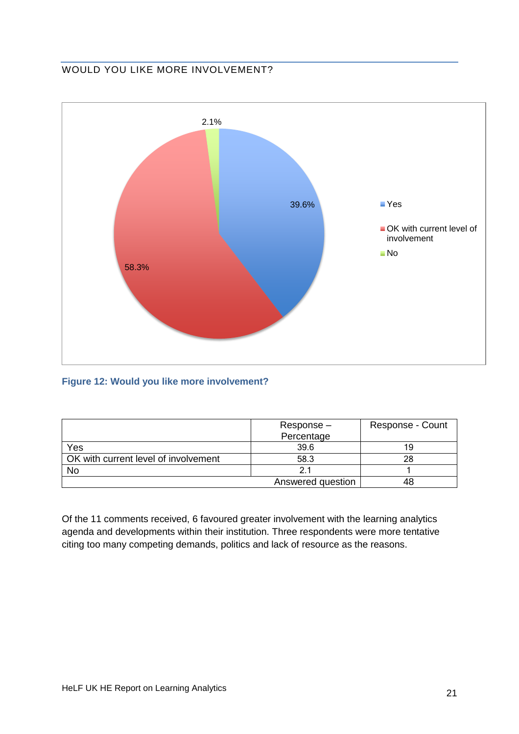## WOULD YOU LIKE MORE INVOLVEMENT?

**Figure 12: Would you like more involvement?**

| | Response – Percentage | Response - Count |
|---|---|---|
| Yes | 39.6 | 19 |
| OK with current level of involvement | 58.3 | 28 |
| No | 2.1 | 1 |
| | Answered question | 48 |

Of the 11 comments received, 6 favoured greater involvement with the learning analytics agenda and developments within their institution. Three respondents were more tentative citing too many competing demands, politics and lack of resource as the reasons.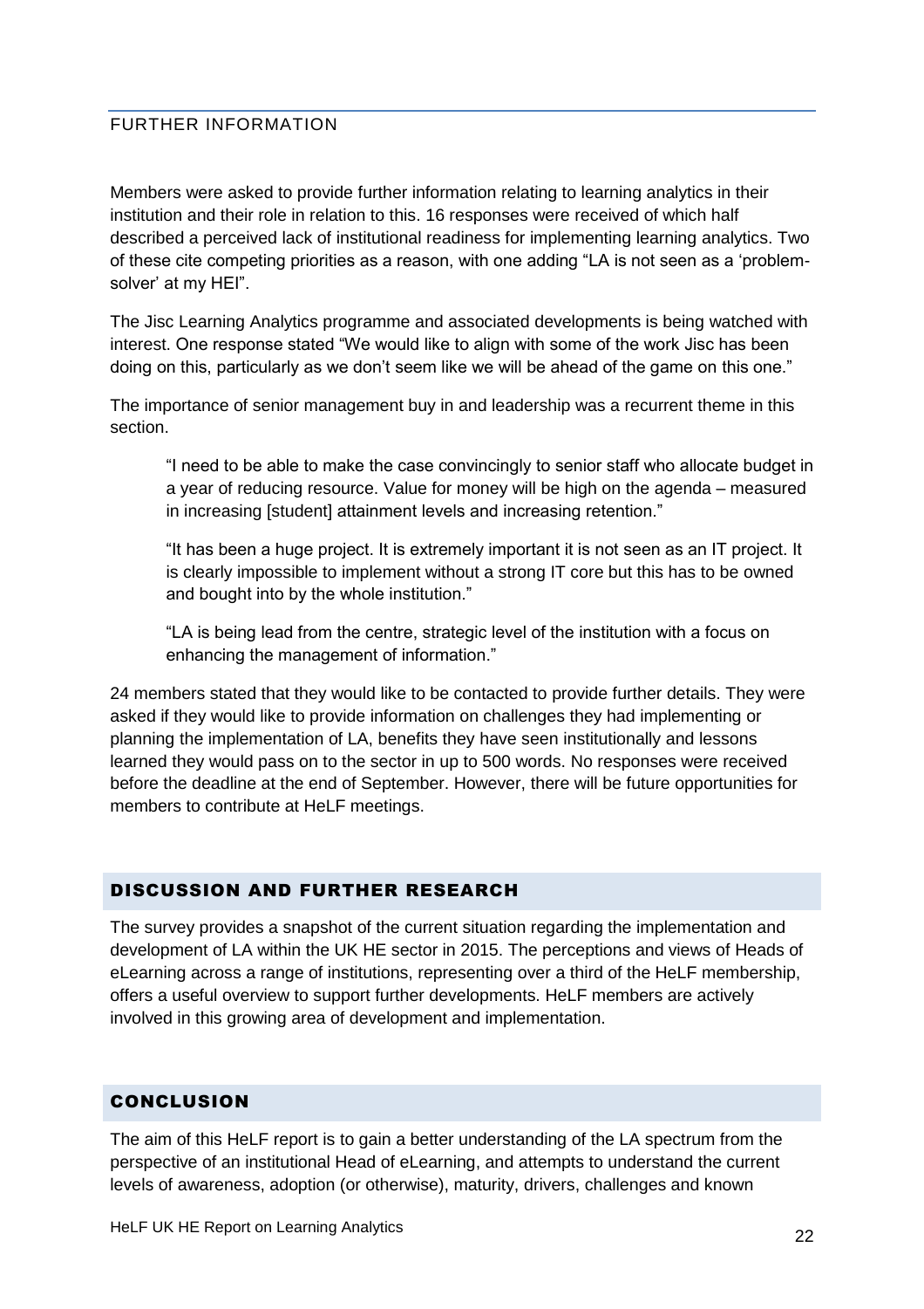## FURTHER INFORMATION

Members were asked to provide further information relating to learning analytics in their institution and their role in relation to this. 16 responses were received of which half described a perceived lack of institutional readiness for implementing learning analytics. Two of these cite competing priorities as a reason, with one adding "LA is not seen as a 'problem-solver' at my HEI".

The Jisc Learning Analytics programme and associated developments is being watched with interest. One response stated "We would like to align with some of the work Jisc has been doing on this, particularly as we don't seem like we will be ahead of the game on this one."

The importance of senior management buy in and leadership was a recurrent theme in this section.

> "I need to be able to make the case convincingly to senior staff who allocate budget in a year of reducing resource. Value for money will be high on the agenda – measured in increasing [student] attainment levels and increasing retention."
>
> "It has been a huge project. It is extremely important it is not seen as an IT project. It is clearly impossible to implement without a strong IT core but this has to be owned and bought into by the whole institution."
>
> "LA is being lead from the centre, strategic level of the institution with a focus on enhancing the management of information."

24 members stated that they would like to be contacted to provide further details. They were asked if they would like to provide information on challenges they had implementing or planning the implementation of LA, benefits they have seen institutionally and lessons learned they would pass on to the sector in up to 500 words. No responses were received before the deadline at the end of September. However, there will be future opportunities for members to contribute at HeLF meetings.

## DISCUSSION AND FURTHER RESEARCH

The survey provides a snapshot of the current situation regarding the implementation and development of LA within the UK HE sector in 2015. The perceptions and views of Heads of eLearning across a range of institutions, representing over a third of the HeLF membership, offers a useful overview to support further developments. HeLF members are actively involved in this growing area of development and implementation.

## CONCLUSION

The aim of this HeLF report is to gain a better understanding of the LA spectrum from the perspective of an institutional Head of eLearning, and attempts to understand the current levels of awareness, adoption (or otherwise), maturity, drivers, challenges and known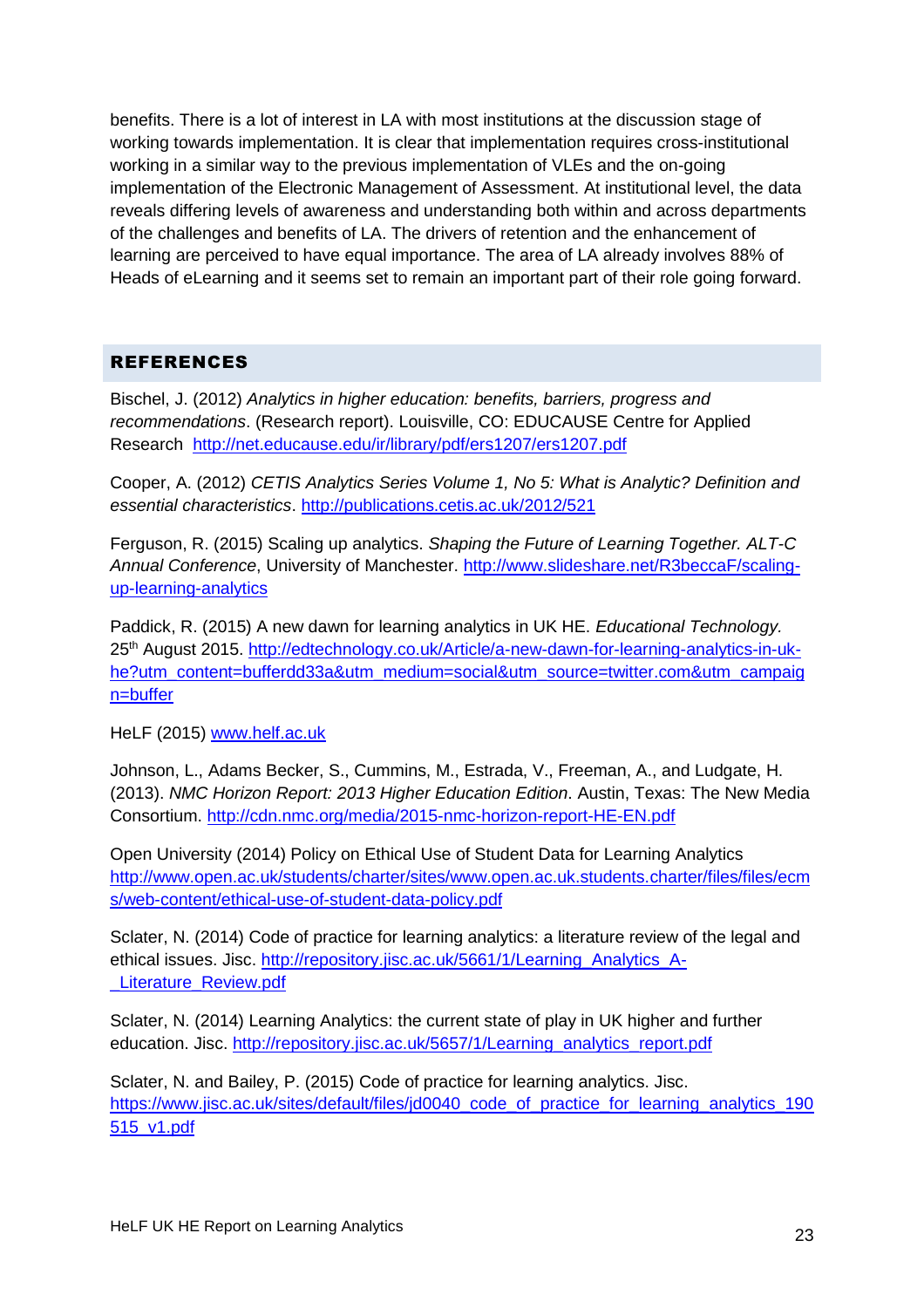benefits. There is a lot of interest in LA with most institutions at the discussion stage of working towards implementation. It is clear that implementation requires cross-institutional working in a similar way to the previous implementation of VLEs and the on-going implementation of the Electronic Management of Assessment. At institutional level, the data reveals differing levels of awareness and understanding both within and across departments of the challenges and benefits of LA. The drivers of retention and the enhancement of learning are perceived to have equal importance. The area of LA already involves 88% of Heads of eLearning and it seems set to remain an important part of their role going forward.

## REFERENCES

Bischel, J. (2012) *Analytics in higher education: benefits, barriers, progress and recommendations*. (Research report). Louisville, CO: EDUCAUSE Centre for Applied Research http://net.educause.edu/ir/library/pdf/ers1207/ers1207.pdf

Cooper, A. (2012) *CETIS Analytics Series Volume 1, No 5: What is Analytic? Definition and essential characteristics*. http://publications.cetis.ac.uk/2012/521

Ferguson, R. (2015) Scaling up analytics. *Shaping the Future of Learning Together. ALT-C Annual Conference*, University of Manchester. http://www.slideshare.net/R3beccaF/scaling-up-learning-analytics

Paddick, R. (2015) A new dawn for learning analytics in UK HE. *Educational Technology.* 25th August 2015. http://edtechnology.co.uk/Article/a-new-dawn-for-learning-analytics-in-uk-he?utm_content=bufferdd33a&utm_medium=social&utm_source=twitter.com&utm_campaign=buffer

HeLF (2015) www.helf.ac.uk

Johnson, L., Adams Becker, S., Cummins, M., Estrada, V., Freeman, A., and Ludgate, H. (2013). *NMC Horizon Report: 2013 Higher Education Edition*. Austin, Texas: The New Media Consortium. http://cdn.nmc.org/media/2015-nmc-horizon-report-HE-EN.pdf

Open University (2014) Policy on Ethical Use of Student Data for Learning Analytics http://www.open.ac.uk/students/charter/sites/www.open.ac.uk.students.charter/files/files/ecms/web-content/ethical-use-of-student-data-policy.pdf

Sclater, N. (2014) Code of practice for learning analytics: a literature review of the legal and ethical issues. Jisc. http://repository.jisc.ac.uk/5661/1/Learning_Analytics_A-_Literature_Review.pdf

Sclater, N. (2014) Learning Analytics: the current state of play in UK higher and further education. Jisc. http://repository.jisc.ac.uk/5657/1/Learning_analytics_report.pdf

Sclater, N. and Bailey, P. (2015) Code of practice for learning analytics. Jisc. https://www.jisc.ac.uk/sites/default/files/jd0040_code_of_practice_for_learning_analytics_190515_v1.pdf